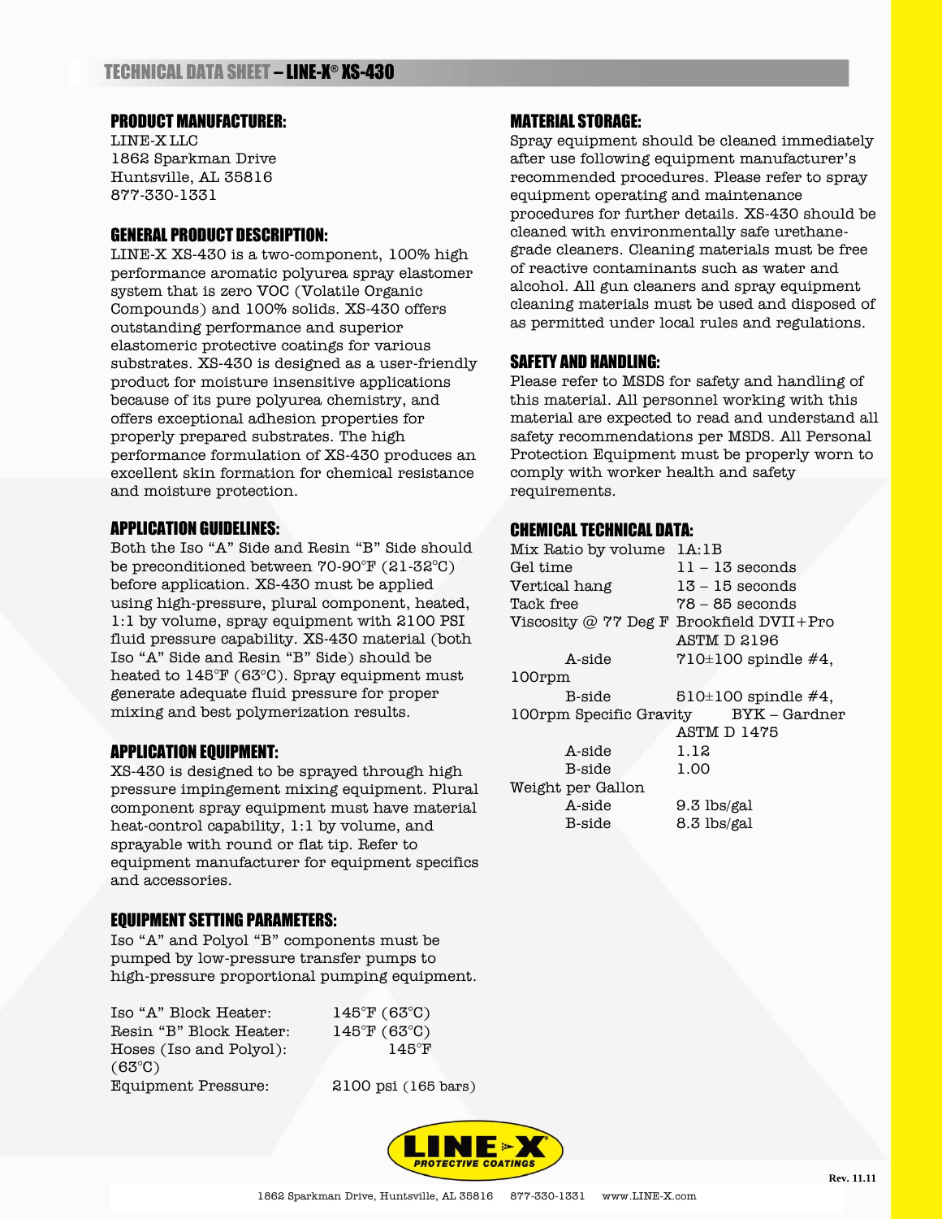# TECHNICAL DATA SHEET – LINE-X® XS-430

## PRODUCT MANUFACTURER:

LINE-X LLC
1862 Sparkman Drive
Huntsville, AL 35816
877-330-1331

## GENERAL PRODUCT DESCRIPTION:

LINE-X XS-430 is a two-component, 100% high performance aromatic polyurea spray elastomer system that is zero VOC (Volatile Organic Compounds) and 100% solids. XS-430 offers outstanding performance and superior elastomeric protective coatings for various substrates. XS-430 is designed as a user-friendly product for moisture insensitive applications because of its pure polyurea chemistry, and offers exceptional adhesion properties for properly prepared substrates. The high performance formulation of XS-430 produces an excellent skin formation for chemical resistance and moisture protection.

## APPLICATION GUIDELINES:

Both the Iso "A" Side and Resin "B" Side should be preconditioned between 70-90°F (21-32°C) before application. XS-430 must be applied using high-pressure, plural component, heated, 1:1 by volume, spray equipment with 2100 PSI fluid pressure capability. XS-430 material (both Iso "A" Side and Resin "B" Side) should be heated to 145°F (63°C). Spray equipment must generate adequate fluid pressure for proper mixing and best polymerization results.

## APPLICATION EQUIPMENT:

XS-430 is designed to be sprayed through high pressure impingement mixing equipment. Plural component spray equipment must have material heat-control capability, 1:1 by volume, and sprayable with round or flat tip. Refer to equipment manufacturer for equipment specifics and accessories.

## EQUIPMENT SETTING PARAMETERS:

Iso "A" and Polyol "B" components must be pumped by low-pressure transfer pumps to high-pressure proportional pumping equipment.

| | |
|---|---|
| Iso "A" Block Heater: | 145°F (63°C) |
| Resin "B" Block Heater: | 145°F (63°C) |
| Hoses (Iso and Polyol): | 145°F (63°C) |
| Equipment Pressure: | 2100 psi (165 bars) |

## MATERIAL STORAGE:

Spray equipment should be cleaned immediately after use following equipment manufacturer's recommended procedures. Please refer to spray equipment operating and maintenance procedures for further details. XS-430 should be cleaned with environmentally safe urethane-grade cleaners. Cleaning materials must be free of reactive contaminants such as water and alcohol. All gun cleaners and spray equipment cleaning materials must be used and disposed of as permitted under local rules and regulations.

## SAFETY AND HANDLING:

Please refer to MSDS for safety and handling of this material. All personnel working with this material are expected to read and understand all safety recommendations per MSDS. All Personal Protection Equipment must be properly worn to comply with worker health and safety requirements.

## CHEMICAL TECHNICAL DATA:

| | |
|---|---|
| Mix Ratio by volume | 1A:1B |
| Gel time | 11 – 13 seconds |
| Vertical hang | 13 – 15 seconds |
| Tack free | 78 – 85 seconds |
| Viscosity @ 77 Deg F | Brookfield DVII+Pro ASTM D 2196 |
| A-side | 710±100 spindle #4, 100rpm |
| B-side | 510±100 spindle #4, 100rpm |
| Specific Gravity | BYK – Gardner ASTM D 1475 |
| A-side | 1.12 |
| B-side | 1.00 |
| Weight per Gallon | |
| A-side | 9.3 lbs/gal |
| B-side | 8.3 lbs/gal |

LINE-X PROTECTIVE COATINGS

Rev. 11.11

1862 Sparkman Drive, Huntsville, AL 35816 877-330-1331 www.LINE-X.com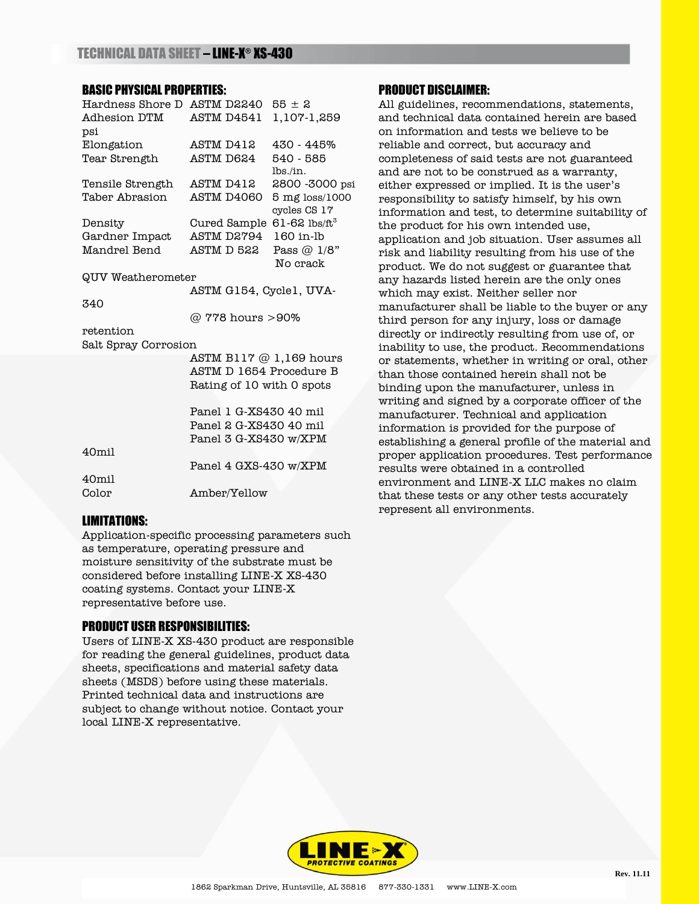## BASIC PHYSICAL PROPERTIES:

| | | |
|---|---|---|
| Hardness Shore D | ASTM D2240 | 55 ± 2 |
| Adhesion DTM psi | ASTM D4541 | 1,107-1,259 |
| Elongation | ASTM D412 | 430 - 445% |
| Tear Strength | ASTM D624 | 540 - 585 lbs./in. |
| Tensile Strength | ASTM D412 | 2800 -3000 psi |
| Taber Abrasion | ASTM D4060 | 5 mg loss/1000 cycles CS 17 |
| Density | Cured Sample | 61-62 lbs/ft$^3$ |
| Gardner Impact | ASTM D2794 | 160 in-lb |
| Mandrel Bend | ASTM D 522 | Pass @ 1/8" No crack |
| QUV Weatherometer | ASTM G154, Cycle1, UVA-340 @ 778 hours >90% retention | |
| Salt Spray Corrosion | ASTM B117 @ 1,169 hours ASTM D 1654 Procedure B Rating of 10 with 0 spots<br><br>Panel 1 G-XS430 40 mil<br>Panel 2 G-XS430 40 mil<br>Panel 3 G-XS430 w/XPM 40mil<br>Panel 4 GXS-430 w/XPM 40mil | |
| Color | Amber/Yellow | |

## LIMITATIONS:

Application-specific processing parameters such as temperature, operating pressure and moisture sensitivity of the substrate must be considered before installing LINE-X XS-430 coating systems. Contact your LINE-X representative before use.

## PRODUCT USER RESPONSIBILITIES:

Users of LINE-X XS-430 product are responsible for reading the general guidelines, product data sheets, specifications and material safety data sheets (MSDS) before using these materials. Printed technical data and instructions are subject to change without notice. Contact your local LINE-X representative.

## PRODUCT DISCLAIMER:

All guidelines, recommendations, statements, and technical data contained herein are based on information and tests we believe to be reliable and correct, but accuracy and completeness of said tests are not guaranteed and are not to be construed as a warranty, either expressed or implied. It is the user's responsibility to satisfy himself, by his own information and test, to determine suitability of the product for his own intended use, application and job situation. User assumes all risk and liability resulting from his use of the product. We do not suggest or guarantee that any hazards listed herein are the only ones which may exist. Neither seller nor manufacturer shall be liable to the buyer or any third person for any injury, loss or damage directly or indirectly resulting from use of, or inability to use, the product. Recommendations or statements, whether in writing or oral, other than those contained herein shall not be binding upon the manufacturer, unless in writing and signed by a corporate officer of the manufacturer. Technical and application information is provided for the purpose of establishing a general profile of the material and proper application procedures. Test performance results were obtained in a controlled environment and LINE-X LLC makes no claim that these tests or any other tests accurately represent all environments.

LINE-X PROTECTIVE COATINGS

Rev. 11.11

1862 Sparkman Drive, Huntsville, AL 35816 877-330-1331 www.LINE-X.com